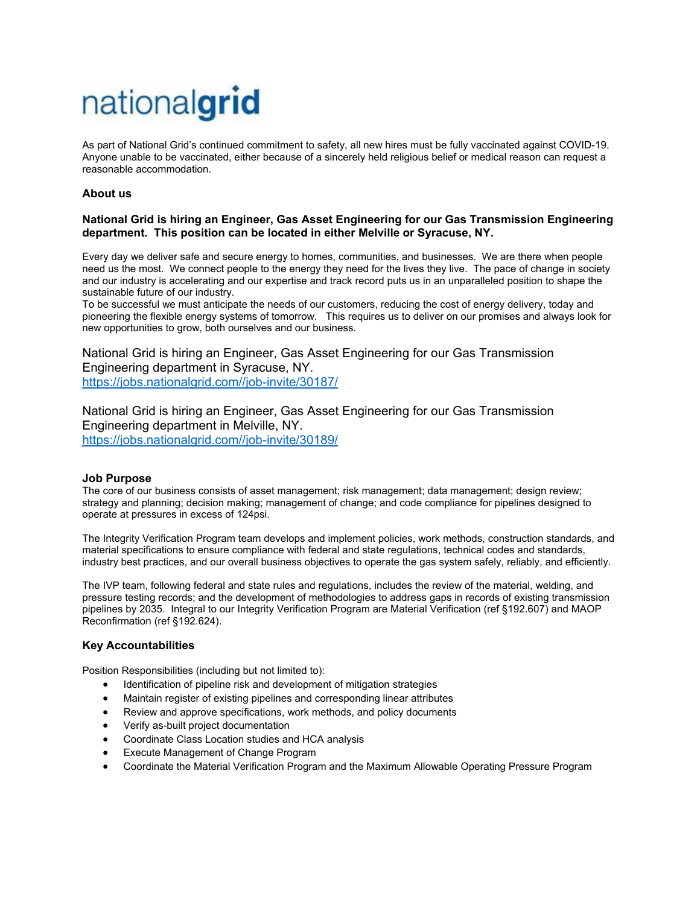nationalgrid

As part of National Grid's continued commitment to safety, all new hires must be fully vaccinated against COVID-19. Anyone unable to be vaccinated, either because of a sincerely held religious belief or medical reason can request a reasonable accommodation.

## About us

**National Grid is hiring an Engineer, Gas Asset Engineering for our Gas Transmission Engineering department. This position can be located in either Melville or Syracuse, NY.**

Every day we deliver safe and secure energy to homes, communities, and businesses. We are there when people need us the most. We connect people to the energy they need for the lives they live. The pace of change in society and our industry is accelerating and our expertise and track record puts us in an unparalleled position to shape the sustainable future of our industry.
To be successful we must anticipate the needs of our customers, reducing the cost of energy delivery, today and pioneering the flexible energy systems of tomorrow. This requires us to deliver on our promises and always look for new opportunities to grow, both ourselves and our business.

National Grid is hiring an Engineer, Gas Asset Engineering for our Gas Transmission Engineering department in Syracuse, NY.
https://jobs.nationalgrid.com//job-invite/30187/

National Grid is hiring an Engineer, Gas Asset Engineering for our Gas Transmission Engineering department in Melville, NY.
https://jobs.nationalgrid.com//job-invite/30189/

## Job Purpose

The core of our business consists of asset management; risk management; data management; design review; strategy and planning; decision making; management of change; and code compliance for pipelines designed to operate at pressures in excess of 124psi.

The Integrity Verification Program team develops and implement policies, work methods, construction standards, and material specifications to ensure compliance with federal and state regulations, technical codes and standards, industry best practices, and our overall business objectives to operate the gas system safely, reliably, and efficiently.

The IVP team, following federal and state rules and regulations, includes the review of the material, welding, and pressure testing records; and the development of methodologies to address gaps in records of existing transmission pipelines by 2035. Integral to our Integrity Verification Program are Material Verification (ref §192.607) and MAOP Reconfirmation (ref §192.624).

## Key Accountabilities

Position Responsibilities (including but not limited to):

- Identification of pipeline risk and development of mitigation strategies
- Maintain register of existing pipelines and corresponding linear attributes
- Review and approve specifications, work methods, and policy documents
- Verify as-built project documentation
- Coordinate Class Location studies and HCA analysis
- Execute Management of Change Program
- Coordinate the Material Verification Program and the Maximum Allowable Operating Pressure Program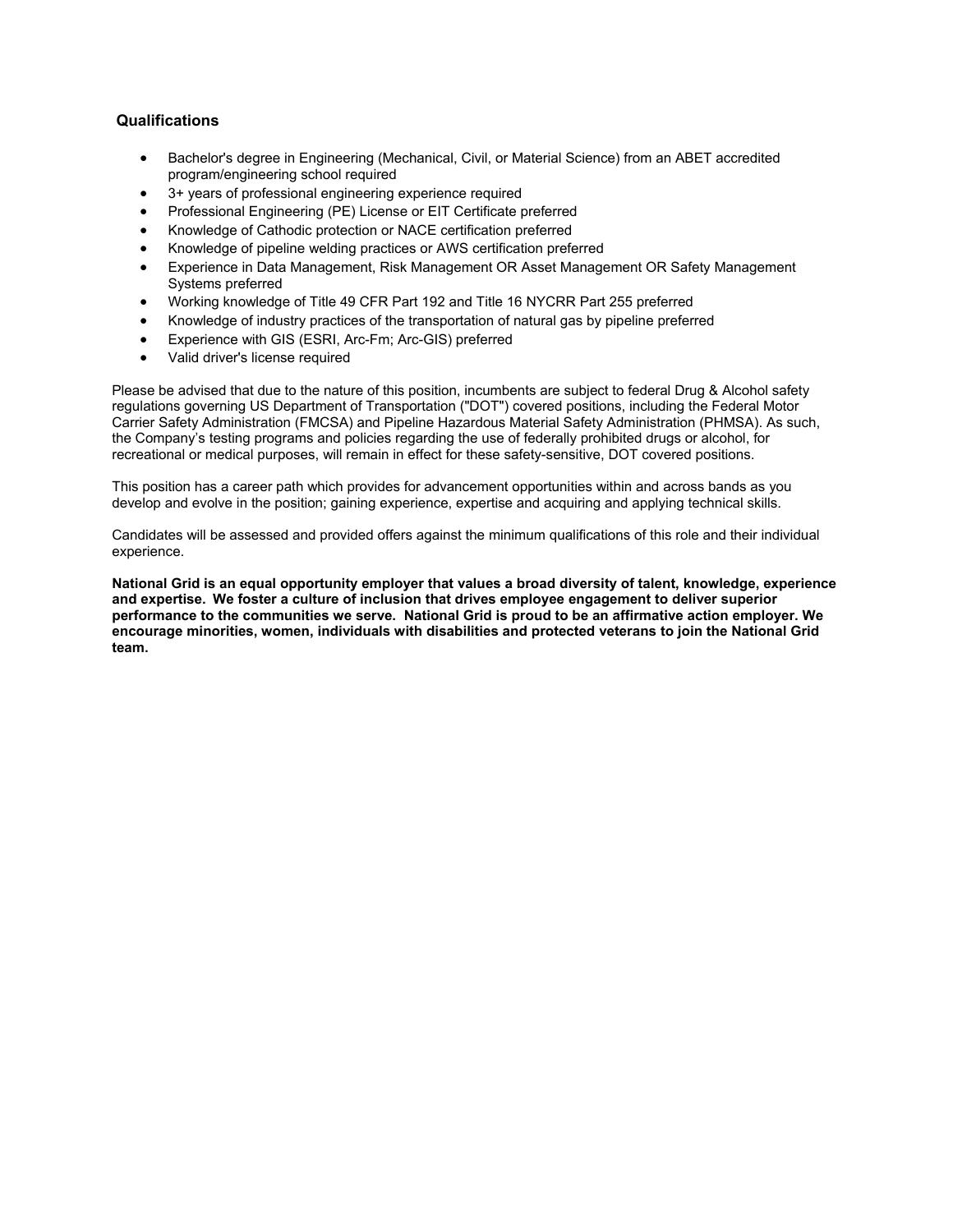## Qualifications

- Bachelor's degree in Engineering (Mechanical, Civil, or Material Science) from an ABET accredited program/engineering school required
- 3+ years of professional engineering experience required
- Professional Engineering (PE) License or EIT Certificate preferred
- Knowledge of Cathodic protection or NACE certification preferred
- Knowledge of pipeline welding practices or AWS certification preferred
- Experience in Data Management, Risk Management OR Asset Management OR Safety Management Systems preferred
- Working knowledge of Title 49 CFR Part 192 and Title 16 NYCRR Part 255 preferred
- Knowledge of industry practices of the transportation of natural gas by pipeline preferred
- Experience with GIS (ESRI, Arc-Fm; Arc-GIS) preferred
- Valid driver's license required

Please be advised that due to the nature of this position, incumbents are subject to federal Drug & Alcohol safety regulations governing US Department of Transportation ("DOT") covered positions, including the Federal Motor Carrier Safety Administration (FMCSA) and Pipeline Hazardous Material Safety Administration (PHMSA). As such, the Company's testing programs and policies regarding the use of federally prohibited drugs or alcohol, for recreational or medical purposes, will remain in effect for these safety-sensitive, DOT covered positions.

This position has a career path which provides for advancement opportunities within and across bands as you develop and evolve in the position; gaining experience, expertise and acquiring and applying technical skills.

Candidates will be assessed and provided offers against the minimum qualifications of this role and their individual experience.

**National Grid is an equal opportunity employer that values a broad diversity of talent, knowledge, experience and expertise. We foster a culture of inclusion that drives employee engagement to deliver superior performance to the communities we serve. National Grid is proud to be an affirmative action employer. We encourage minorities, women, individuals with disabilities and protected veterans to join the National Grid team.**